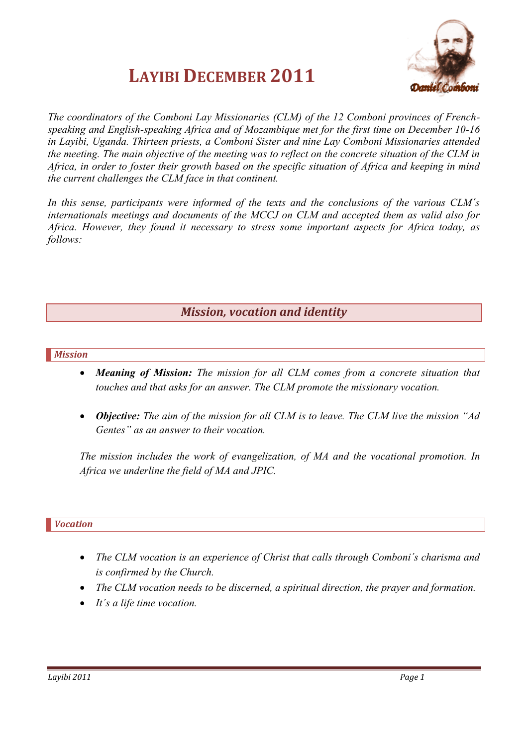# LAYIBI DECEMBER 2011

*The coordinators of the Comboni Lay Missionaries (CLM) of the 12 Comboni provinces of French-speaking and English-speaking Africa and of Mozambique met for the first time on December 10-16 in Layibi, Uganda. Thirteen priests, a Comboni Sister and nine Lay Comboni Missionaries attended the meeting. The main objective of the meeting was to reflect on the concrete situation of the CLM in Africa, in order to foster their growth based on the specific situation of Africa and keeping in mind the current challenges the CLM face in that continent.*

*In this sense, participants were informed of the texts and the conclusions of the various CLM´s internationals meetings and documents of the MCCJ on CLM and accepted them as valid also for Africa. However, they found it necessary to stress some important aspects for Africa today, as follows:*

## *Mission, vocation and identity*

### *Mission*

- ***Meaning of Mission:*** *The mission for all CLM comes from a concrete situation that touches and that asks for an answer. The CLM promote the missionary vocation.*

- ***Objective:*** *The aim of the mission for all CLM is to leave. The CLM live the mission "Ad Gentes" as an answer to their vocation.*

*The mission includes the work of evangelization, of MA and the vocational promotion. In Africa we underline the field of MA and JPIC.*

### *Vocation*

- *The CLM vocation is an experience of Christ that calls through Comboni´s charisma and is confirmed by the Church.*
- *The CLM vocation needs to be discerned, a spiritual direction, the prayer and formation.*
- *It´s a life time vocation.*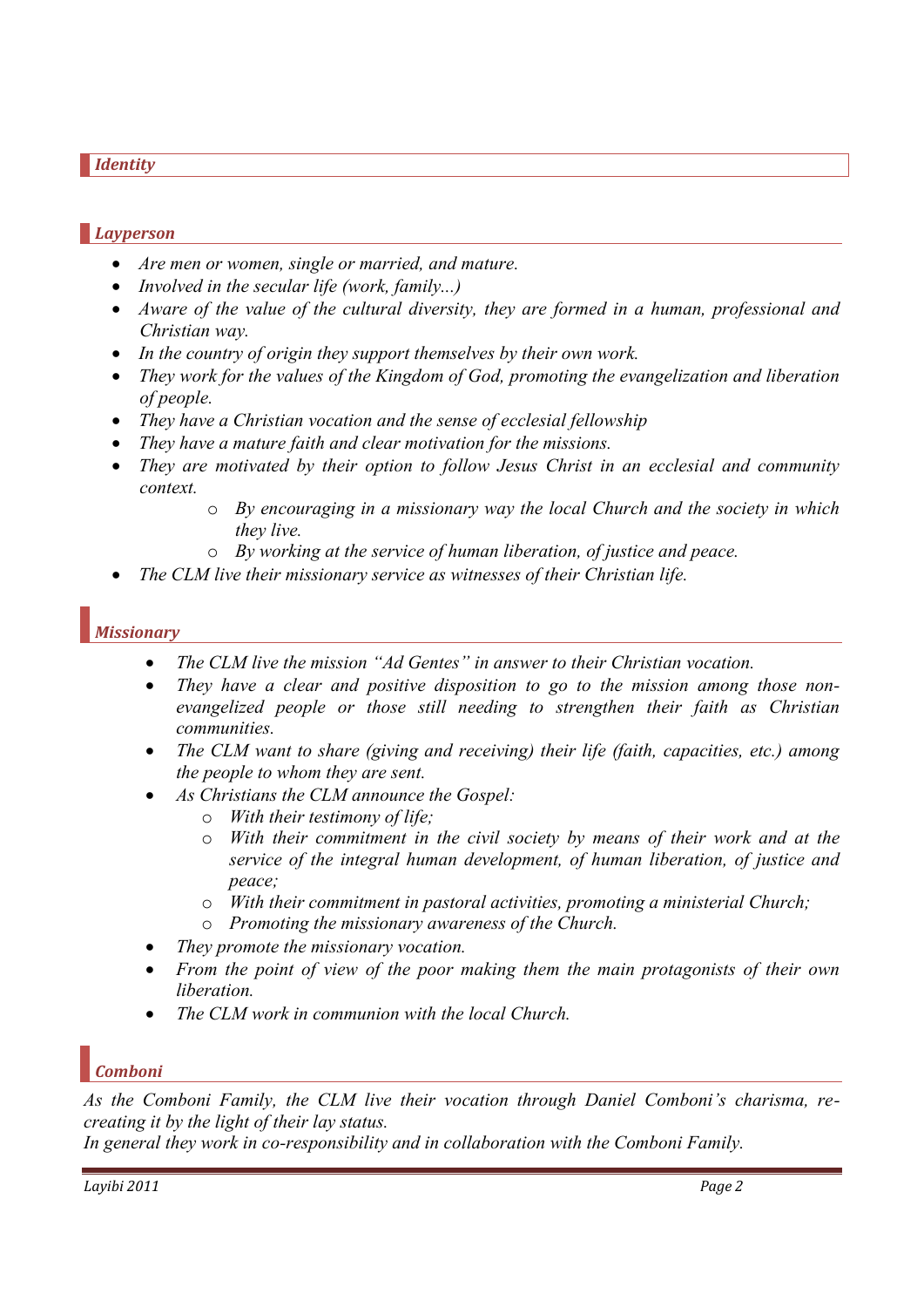## *Identity*

### *Layperson*

- *Are men or women, single or married, and mature.*
- *Involved in the secular life (work, family...)*
- *Aware of the value of the cultural diversity, they are formed in a human, professional and Christian way.*
- *In the country of origin they support themselves by their own work.*
- *They work for the values of the Kingdom of God, promoting the evangelization and liberation of people.*
- *They have a Christian vocation and the sense of ecclesial fellowship*
- *They have a mature faith and clear motivation for the missions.*
- *They are motivated by their option to follow Jesus Christ in an ecclesial and community context.*
    - *By encouraging in a missionary way the local Church and the society in which they live.*
    - *By working at the service of human liberation, of justice and peace.*
- *The CLM live their missionary service as witnesses of their Christian life.*

### *Missionary*

- *The CLM live the mission "Ad Gentes" in answer to their Christian vocation.*
- *They have a clear and positive disposition to go to the mission among those non-evangelized people or those still needing to strengthen their faith as Christian communities.*
- *The CLM want to share (giving and receiving) their life (faith, capacities, etc.) among the people to whom they are sent.*
- *As Christians the CLM announce the Gospel:*
    - *With their testimony of life;*
    - *With their commitment in the civil society by means of their work and at the service of the integral human development, of human liberation, of justice and peace;*
    - *With their commitment in pastoral activities, promoting a ministerial Church;*
    - *Promoting the missionary awareness of the Church.*
- *They promote the missionary vocation.*
- *From the point of view of the poor making them the main protagonists of their own liberation.*
- *The CLM work in communion with the local Church.*

### *Comboni*

*As the Comboni Family, the CLM live their vocation through Daniel Comboni's charisma, re-creating it by the light of their lay status.*
*In general they work in co-responsibility and in collaboration with the Comboni Family.*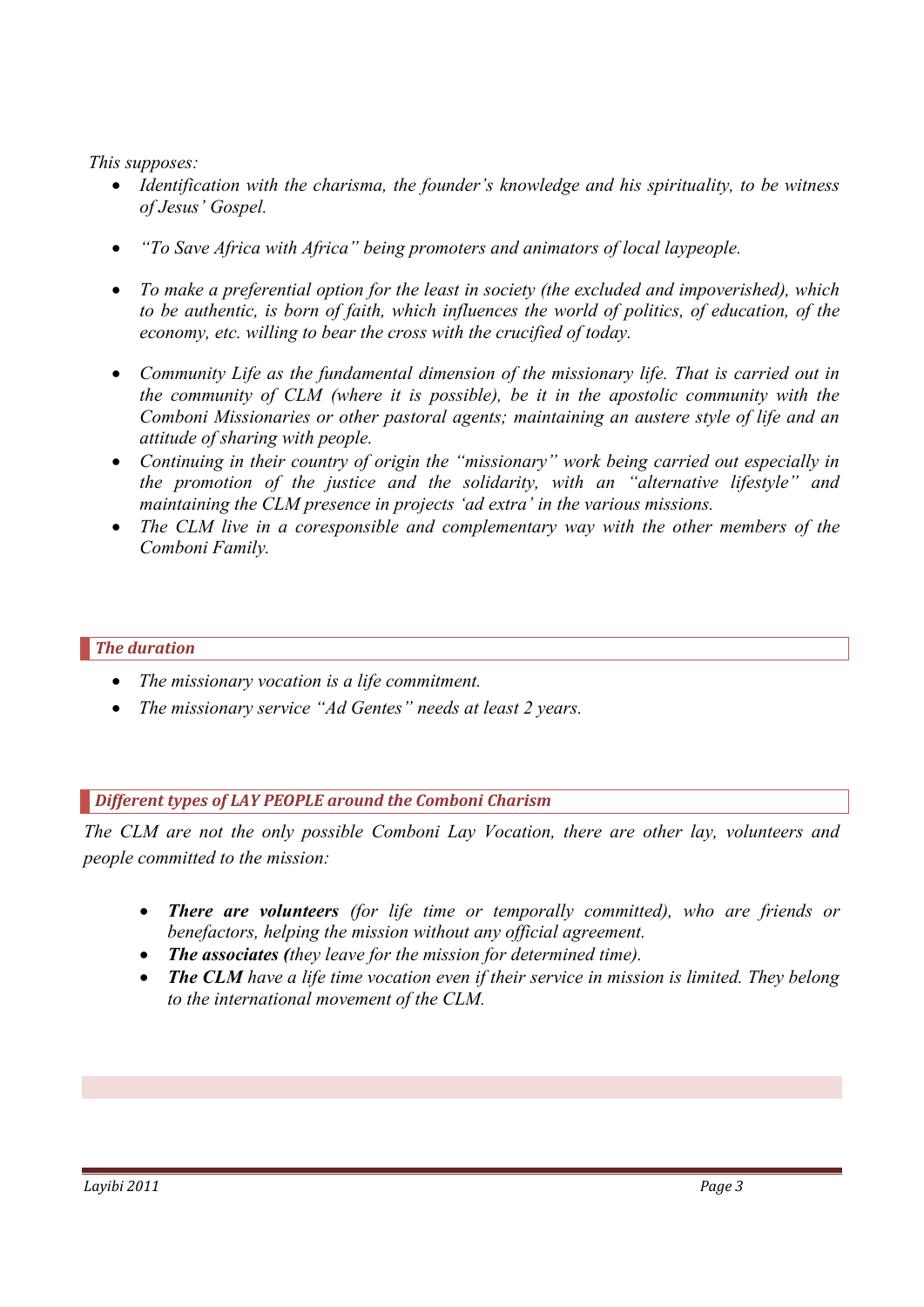*This supposes:*

- *Identification with the charisma, the founder's knowledge and his spirituality, to be witness of Jesus' Gospel.*
- *"To Save Africa with Africa" being promoters and animators of local laypeople.*
- *To make a preferential option for the least in society (the excluded and impoverished), which to be authentic, is born of faith, which influences the world of politics, of education, of the economy, etc. willing to bear the cross with the crucified of today.*
- *Community Life as the fundamental dimension of the missionary life. That is carried out in the community of CLM (where it is possible), be it in the apostolic community with the Comboni Missionaries or other pastoral agents; maintaining an austere style of life and an attitude of sharing with people.*
- *Continuing in their country of origin the "missionary" work being carried out especially in the promotion of the justice and the solidarity, with an "alternative lifestyle" and maintaining the CLM presence in projects 'ad extra' in the various missions.*
- *The CLM live in a coresponsible and complementary way with the other members of the Comboni Family.*

## *The duration*

- *The missionary vocation is a life commitment.*
- *The missionary service "Ad Gentes" needs at least 2 years.*

## *Different types of LAY PEOPLE around the Comboni Charism*

*The CLM are not the only possible Comboni Lay Vocation, there are other lay, volunteers and people committed to the mission:*

- ***There are volunteers** (for life time or temporally committed), who are friends or benefactors, helping the mission without any official agreement.*
- ***The associates (**they leave for the mission for determined time).*
- ***The CLM** have a life time vocation even if their service in mission is limited. They belong to the international movement of the CLM.*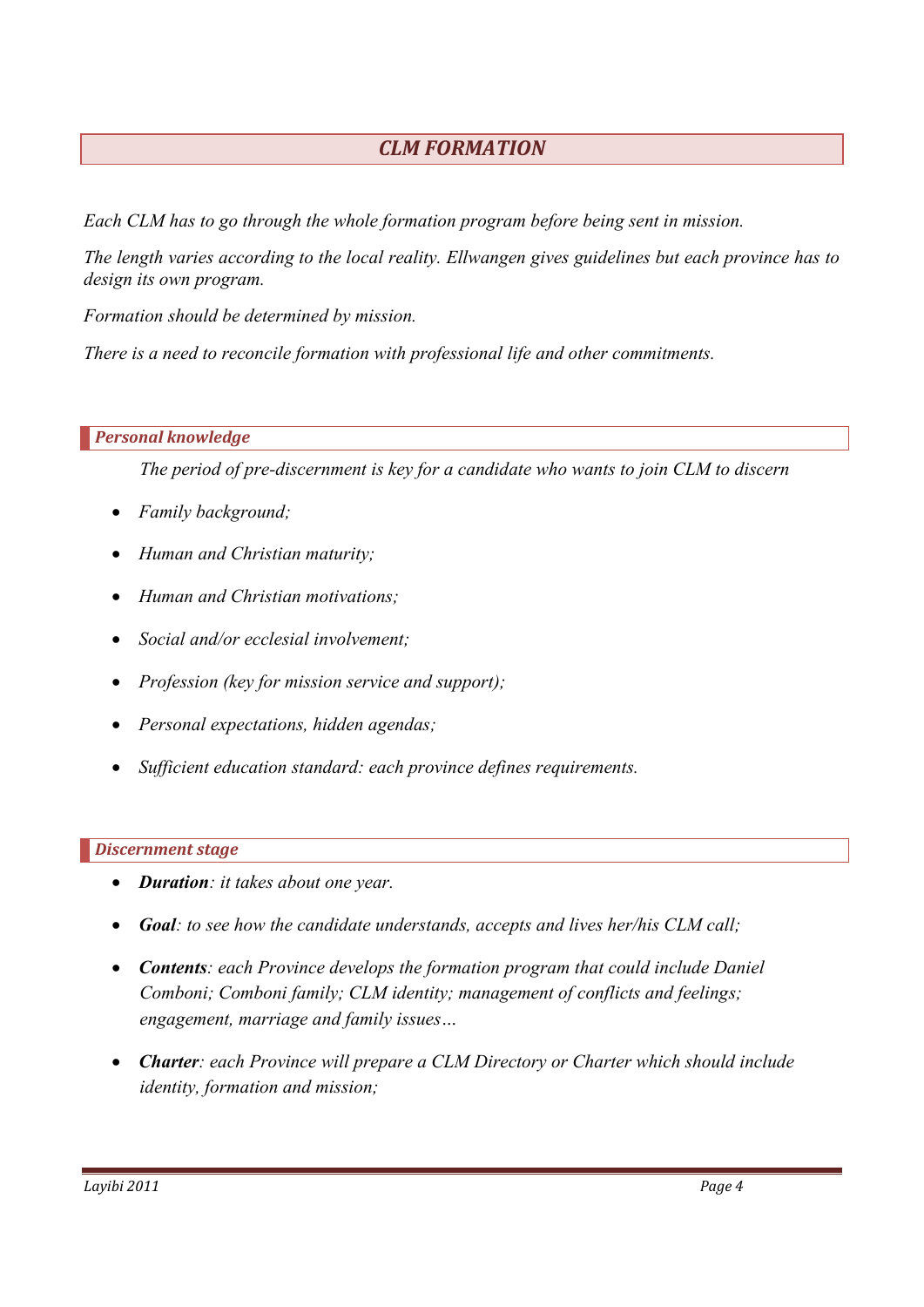## *CLM FORMATION*

*Each CLM has to go through the whole formation program before being sent in mission.*

*The length varies according to the local reality. Ellwangen gives guidelines but each province has to design its own program.*

*Formation should be determined by mission.*

*There is a need to reconcile formation with professional life and other commitments.*

### *Personal knowledge*

*The period of pre-discernment is key for a candidate who wants to join CLM to discern*

- *Family background;*
- *Human and Christian maturity;*
- *Human and Christian motivations;*
- *Social and/or ecclesial involvement;*
- *Profession (key for mission service and support);*
- *Personal expectations, hidden agendas;*
- *Sufficient education standard: each province defines requirements.*

### *Discernment stage*

- ***Duration****: it takes about one year.*
- ***Goal****: to see how the candidate understands, accepts and lives her/his CLM call;*
- ***Contents****: each Province develops the formation program that could include Daniel Comboni; Comboni family; CLM identity; management of conflicts and feelings; engagement, marriage and family issues…*
- ***Charter****: each Province will prepare a CLM Directory or Charter which should include identity, formation and mission;*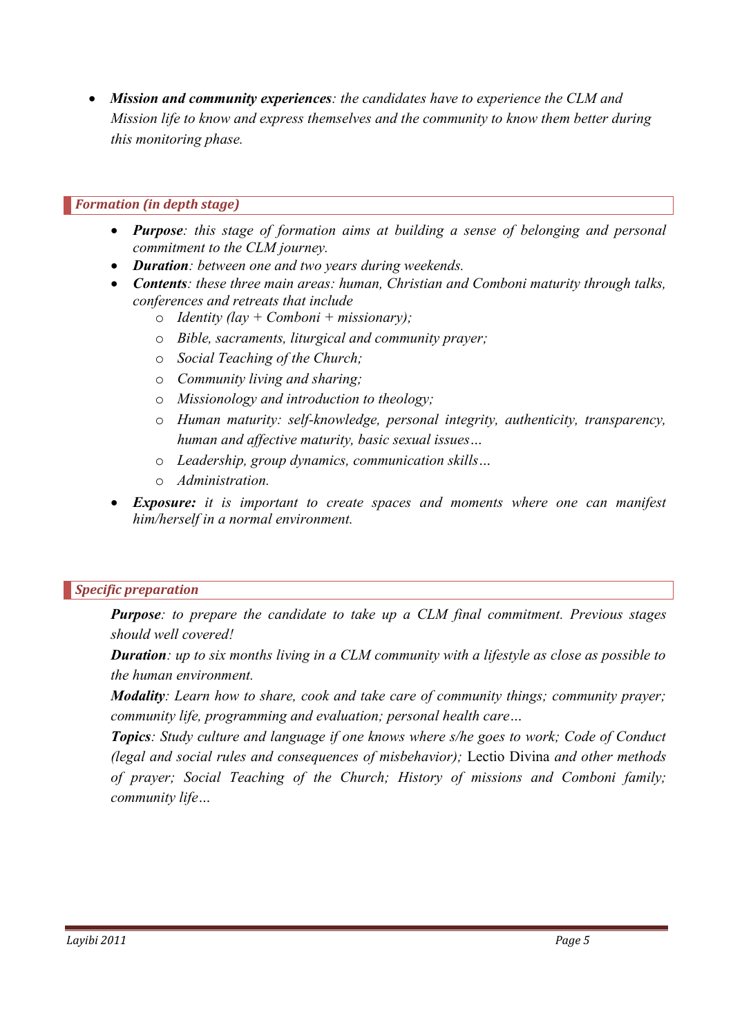- ***Mission and community experiences****: the candidates have to experience the CLM and Mission life to know and express themselves and the community to know them better during this monitoring phase.*

### *Formation (in depth stage)*

- ***Purpose****: this stage of formation aims at building a sense of belonging and personal commitment to the CLM journey.*
- ***Duration****: between one and two years during weekends.*
- ***Contents****: these three main areas: human, Christian and Comboni maturity through talks, conferences and retreats that include*
    - *Identity (lay + Comboni + missionary);*
    - *Bible, sacraments, liturgical and community prayer;*
    - *Social Teaching of the Church;*
    - *Community living and sharing;*
    - *Missionology and introduction to theology;*
    - *Human maturity: self-knowledge, personal integrity, authenticity, transparency, human and affective maturity, basic sexual issues…*
    - *Leadership, group dynamics, communication skills…*
    - *Administration.*
- ***Exposure:*** *it is important to create spaces and moments where one can manifest him/herself in a normal environment.*

### *Specific preparation*

***Purpose****: to prepare the candidate to take up a CLM final commitment. Previous stages should well covered!*

***Duration****: up to six months living in a CLM community with a lifestyle as close as possible to the human environment.*

***Modality****: Learn how to share, cook and take care of community things; community prayer; community life, programming and evaluation; personal health care…*

***Topics****: Study culture and language if one knows where s/he goes to work; Code of Conduct (legal and social rules and consequences of misbehavior);* Lectio Divina *and other methods of prayer; Social Teaching of the Church; History of missions and Comboni family; community life…*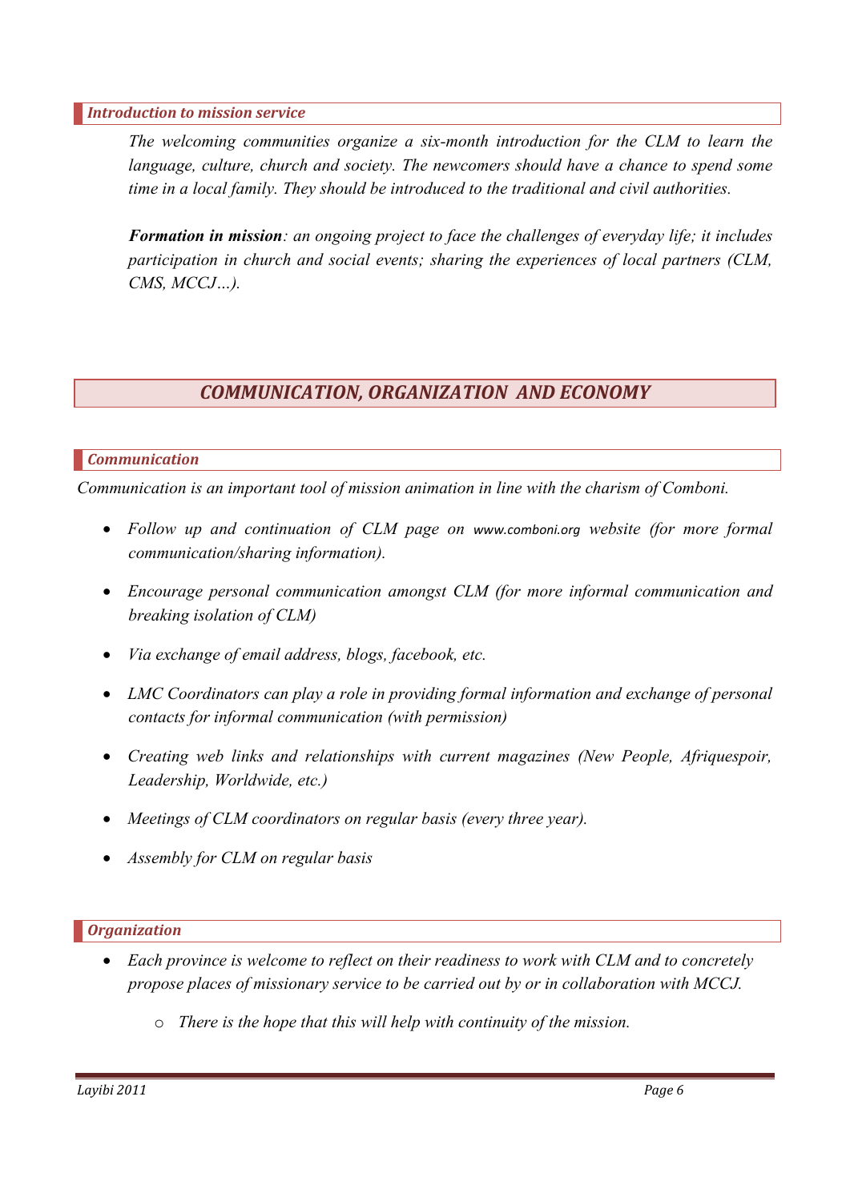### *Introduction to mission service*

*The welcoming communities organize a six-month introduction for the CLM to learn the language, culture, church and society. The newcomers should have a chance to spend some time in a local family. They should be introduced to the traditional and civil authorities.*

***Formation in mission****: an ongoing project to face the challenges of everyday life; it includes participation in church and social events; sharing the experiences of local partners (CLM, CMS, MCCJ…).*

## *COMMUNICATION, ORGANIZATION AND ECONOMY*

### *Communication*

*Communication is an important tool of mission animation in line with the charism of Comboni.*

- *Follow up and continuation of CLM page on www.comboni.org website (for more formal communication/sharing information).*
- *Encourage personal communication amongst CLM (for more informal communication and breaking isolation of CLM)*
- *Via exchange of email address, blogs, facebook, etc.*
- *LMC Coordinators can play a role in providing formal information and exchange of personal contacts for informal communication (with permission)*
- *Creating web links and relationships with current magazines (New People, Afriquespoir, Leadership, Worldwide, etc.)*
- *Meetings of CLM coordinators on regular basis (every three year).*
- *Assembly for CLM on regular basis*

### *Organization*

- *Each province is welcome to reflect on their readiness to work with CLM and to concretely propose places of missionary service to be carried out by or in collaboration with MCCJ.*
  - *There is the hope that this will help with continuity of the mission.*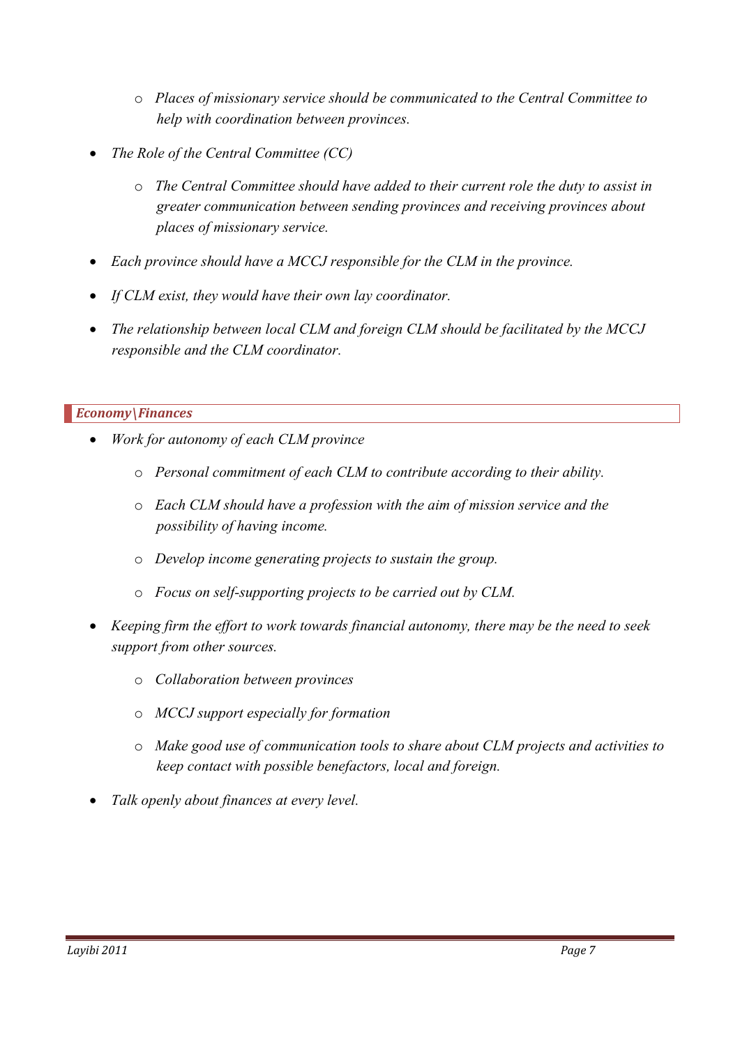- *Places of missionary service should be communicated to the Central Committee to help with coordination between provinces.*
- *The Role of the Central Committee (CC)*
  - *The Central Committee should have added to their current role the duty to assist in greater communication between sending provinces and receiving provinces about places of missionary service.*
- *Each province should have a MCCJ responsible for the CLM in the province.*
- *If CLM exist, they would have their own lay coordinator.*
- *The relationship between local CLM and foreign CLM should be facilitated by the MCCJ responsible and the CLM coordinator.*

### *Economy\Finances*

- *Work for autonomy of each CLM province*
  - *Personal commitment of each CLM to contribute according to their ability.*
  - *Each CLM should have a profession with the aim of mission service and the possibility of having income.*
  - *Develop income generating projects to sustain the group.*
  - *Focus on self-supporting projects to be carried out by CLM.*
- *Keeping firm the effort to work towards financial autonomy, there may be the need to seek support from other sources.*
  - *Collaboration between provinces*
  - *MCCJ support especially for formation*
  - *Make good use of communication tools to share about CLM projects and activities to keep contact with possible benefactors, local and foreign.*
- *Talk openly about finances at every level.*